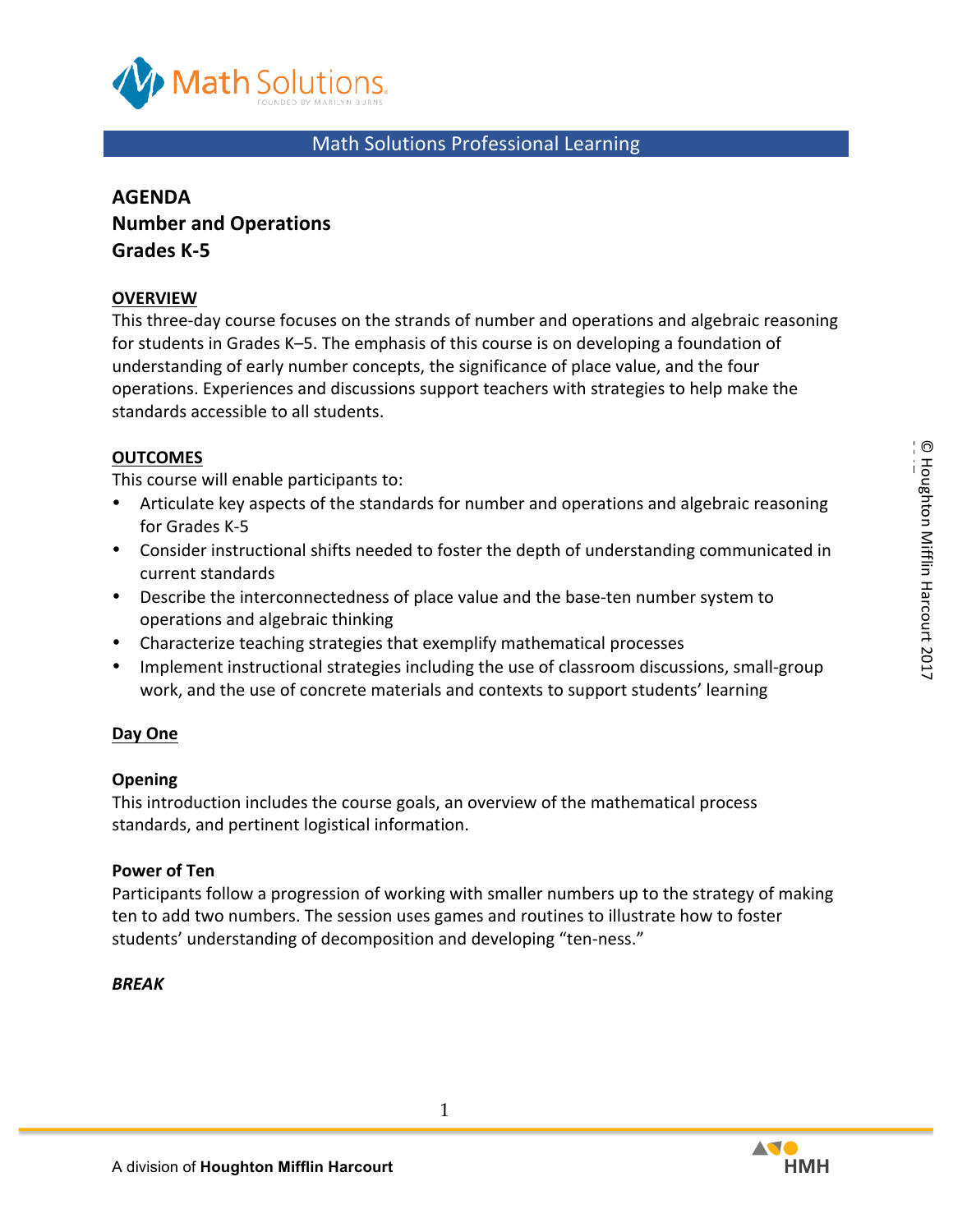Math Solutions Professional Learning

# AGENDA
## Number and Operations
## Grades K-5

**OVERVIEW**

This three-day course focuses on the strands of number and operations and algebraic reasoning for students in Grades K–5. The emphasis of this course is on developing a foundation of understanding of early number concepts, the significance of place value, and the four operations. Experiences and discussions support teachers with strategies to help make the standards accessible to all students.

**OUTCOMES**

This course will enable participants to:

- Articulate key aspects of the standards for number and operations and algebraic reasoning for Grades K-5
- Consider instructional shifts needed to foster the depth of understanding communicated in current standards
- Describe the interconnectedness of place value and the base-ten number system to operations and algebraic thinking
- Characterize teaching strategies that exemplify mathematical processes
- Implement instructional strategies including the use of classroom discussions, small-group work, and the use of concrete materials and contexts to support students' learning

**Day One**

**Opening**

This introduction includes the course goals, an overview of the mathematical process standards, and pertinent logistical information.

**Power of Ten**

Participants follow a progression of working with smaller numbers up to the strategy of making ten to add two numbers. The session uses games and routines to illustrate how to foster students' understanding of decomposition and developing "ten-ness."

***BREAK***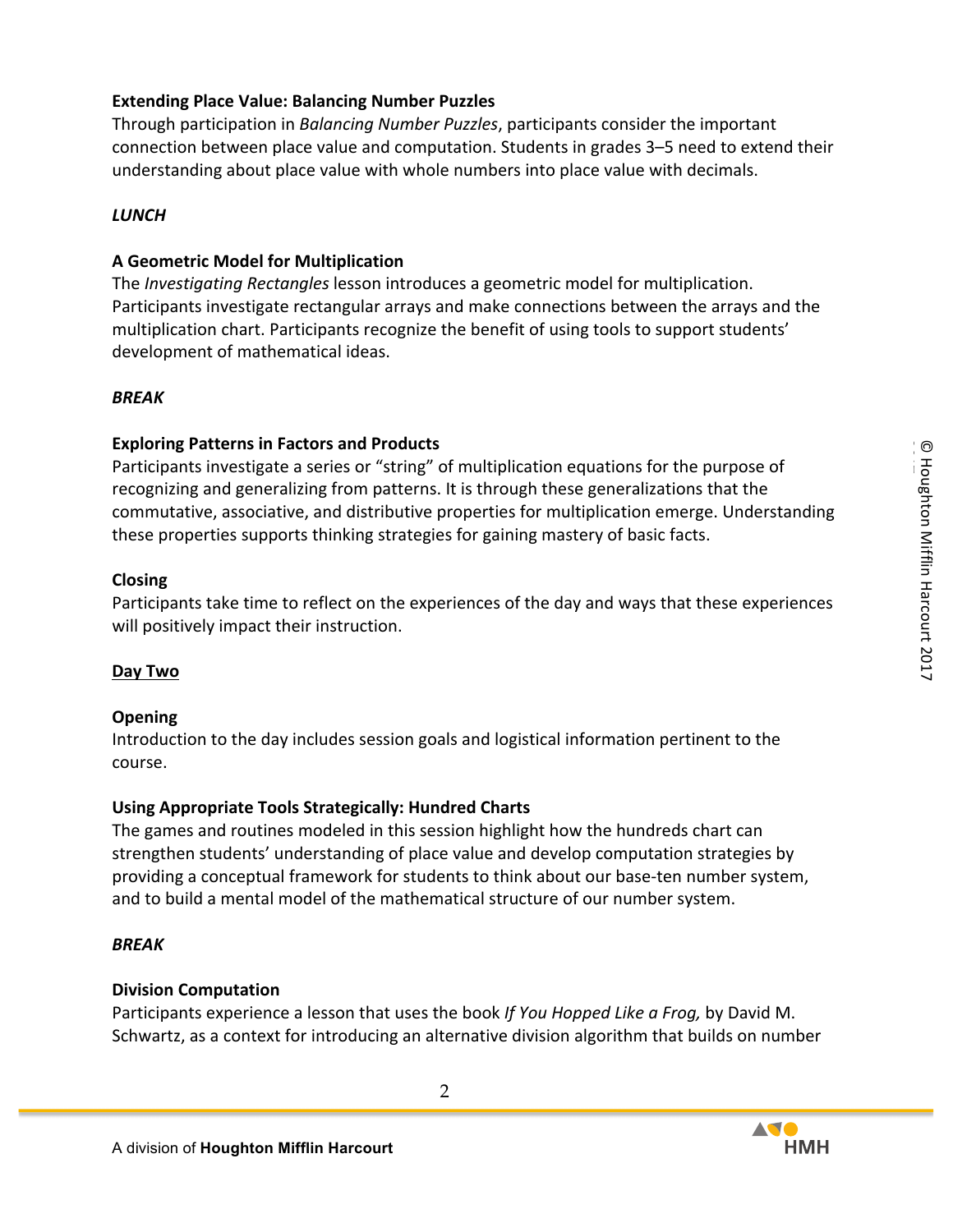**Extending Place Value: Balancing Number Puzzles**

Through participation in *Balancing Number Puzzles*, participants consider the important connection between place value and computation. Students in grades 3–5 need to extend their understanding about place value with whole numbers into place value with decimals.

***LUNCH***

**A Geometric Model for Multiplication**

The *Investigating Rectangles* lesson introduces a geometric model for multiplication. Participants investigate rectangular arrays and make connections between the arrays and the multiplication chart. Participants recognize the benefit of using tools to support students' development of mathematical ideas.

***BREAK***

**Exploring Patterns in Factors and Products**

Participants investigate a series or "string" of multiplication equations for the purpose of recognizing and generalizing from patterns. It is through these generalizations that the commutative, associative, and distributive properties for multiplication emerge. Understanding these properties supports thinking strategies for gaining mastery of basic facts.

**Closing**

Participants take time to reflect on the experiences of the day and ways that these experiences will positively impact their instruction.

## Day Two

**Opening**

Introduction to the day includes session goals and logistical information pertinent to the course.

**Using Appropriate Tools Strategically: Hundred Charts**

The games and routines modeled in this session highlight how the hundreds chart can strengthen students' understanding of place value and develop computation strategies by providing a conceptual framework for students to think about our base-ten number system, and to build a mental model of the mathematical structure of our number system.

***BREAK***

**Division Computation**

Participants experience a lesson that uses the book *If You Hopped Like a Frog,* by David M. Schwartz, as a context for introducing an alternative division algorithm that builds on number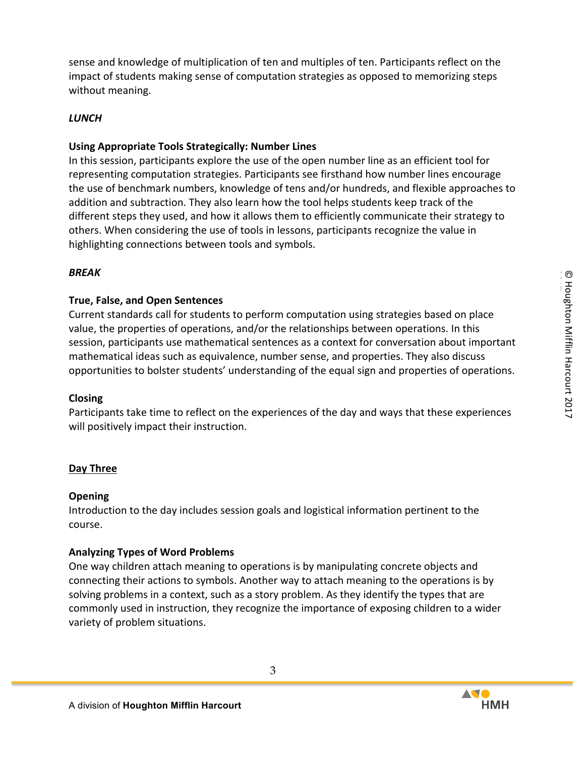sense and knowledge of multiplication of ten and multiples of ten. Participants reflect on the impact of students making sense of computation strategies as opposed to memorizing steps without meaning.

***LUNCH***

**Using Appropriate Tools Strategically: Number Lines**
In this session, participants explore the use of the open number line as an efficient tool for representing computation strategies. Participants see firsthand how number lines encourage the use of benchmark numbers, knowledge of tens and/or hundreds, and flexible approaches to addition and subtraction. They also learn how the tool helps students keep track of the different steps they used, and how it allows them to efficiently communicate their strategy to others. When considering the use of tools in lessons, participants recognize the value in highlighting connections between tools and symbols.

***BREAK***

**True, False, and Open Sentences**
Current standards call for students to perform computation using strategies based on place value, the properties of operations, and/or the relationships between operations. In this session, participants use mathematical sentences as a context for conversation about important mathematical ideas such as equivalence, number sense, and properties. They also discuss opportunities to bolster students' understanding of the equal sign and properties of operations.

**Closing**
Participants take time to reflect on the experiences of the day and ways that these experiences will positively impact their instruction.

## <u>Day Three</u>

**Opening**
Introduction to the day includes session goals and logistical information pertinent to the course.

**Analyzing Types of Word Problems**
One way children attach meaning to operations is by manipulating concrete objects and connecting their actions to symbols. Another way to attach meaning to the operations is by solving problems in a context, such as a story problem. As they identify the types that are commonly used in instruction, they recognize the importance of exposing children to a wider variety of problem situations.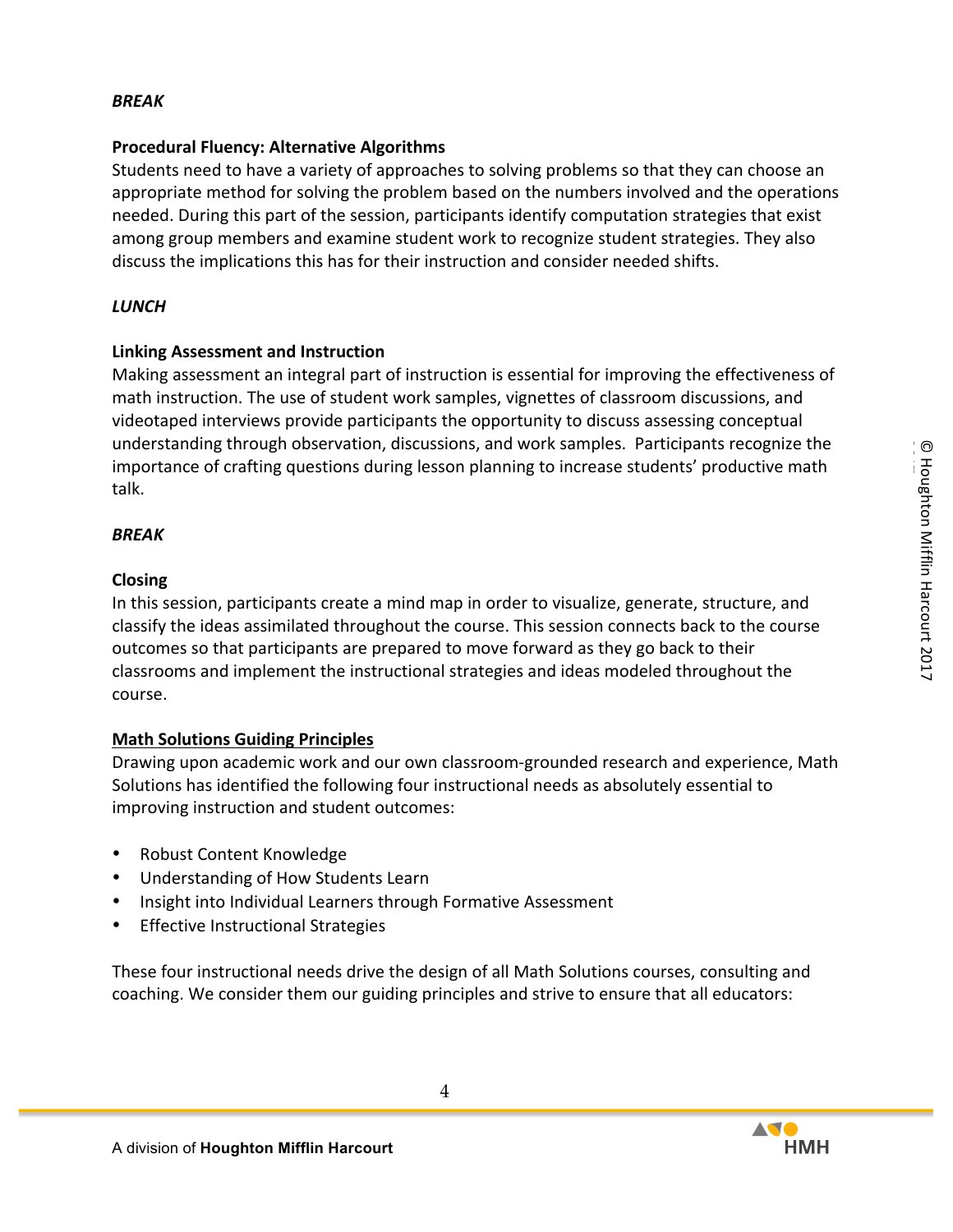***BREAK***

**Procedural Fluency: Alternative Algorithms**
Students need to have a variety of approaches to solving problems so that they can choose an appropriate method for solving the problem based on the numbers involved and the operations needed. During this part of the session, participants identify computation strategies that exist among group members and examine student work to recognize student strategies. They also discuss the implications this has for their instruction and consider needed shifts.

***LUNCH***

**Linking Assessment and Instruction**
Making assessment an integral part of instruction is essential for improving the effectiveness of math instruction. The use of student work samples, vignettes of classroom discussions, and videotaped interviews provide participants the opportunity to discuss assessing conceptual understanding through observation, discussions, and work samples. Participants recognize the importance of crafting questions during lesson planning to increase students' productive math talk.

***BREAK***

**Closing**
In this session, participants create a mind map in order to visualize, generate, structure, and classify the ideas assimilated throughout the course. This session connects back to the course outcomes so that participants are prepared to move forward as they go back to their classrooms and implement the instructional strategies and ideas modeled throughout the course.

**Math Solutions Guiding Principles**
Drawing upon academic work and our own classroom-grounded research and experience, Math Solutions has identified the following four instructional needs as absolutely essential to improving instruction and student outcomes:

- Robust Content Knowledge
- Understanding of How Students Learn
- Insight into Individual Learners through Formative Assessment
- Effective Instructional Strategies

These four instructional needs drive the design of all Math Solutions courses, consulting and coaching. We consider them our guiding principles and strive to ensure that all educators: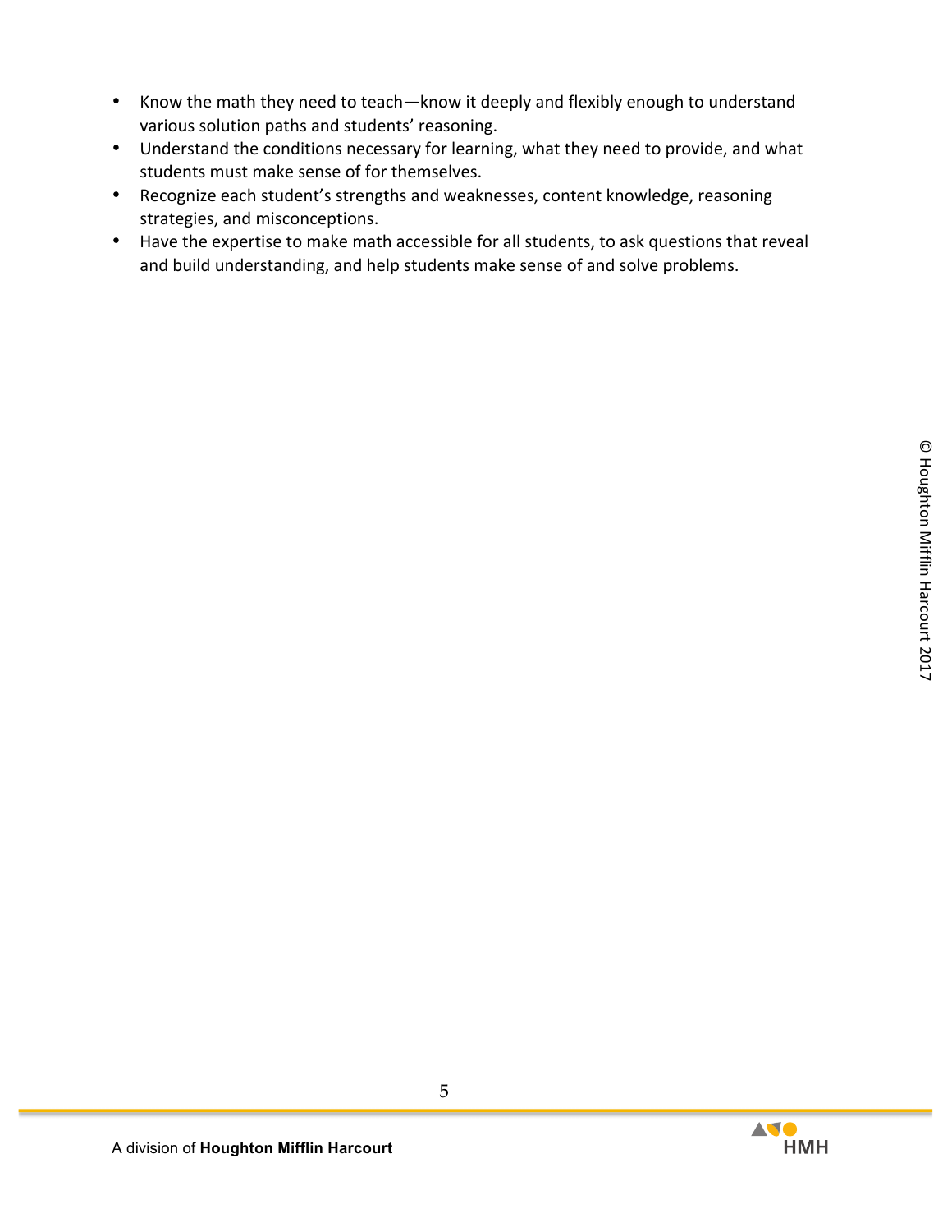- Know the math they need to teach—know it deeply and flexibly enough to understand various solution paths and students' reasoning.
- Understand the conditions necessary for learning, what they need to provide, and what students must make sense of for themselves.
- Recognize each student's strengths and weaknesses, content knowledge, reasoning strategies, and misconceptions.
- Have the expertise to make math accessible for all students, to ask questions that reveal and build understanding, and help students make sense of and solve problems.